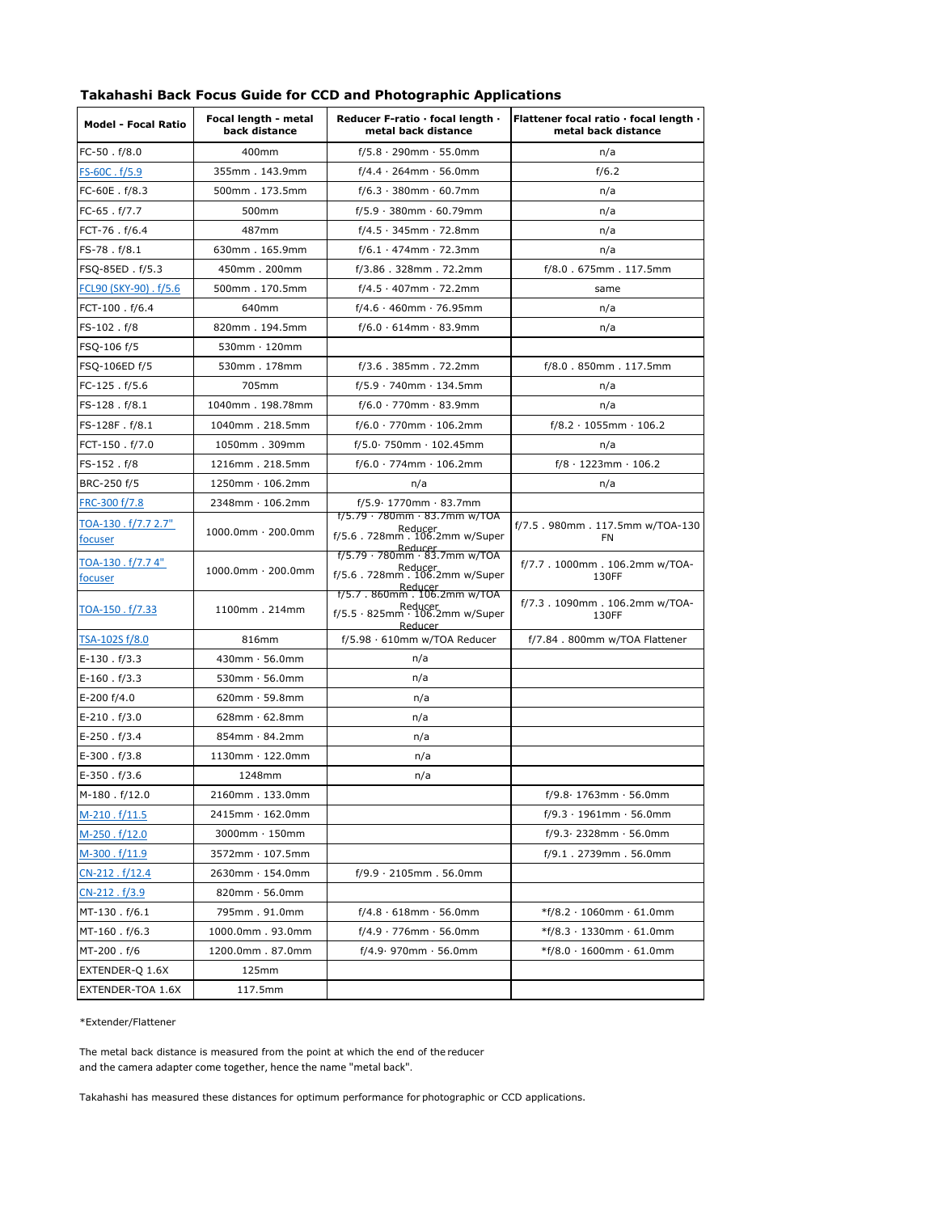## Takahashi Back Focus Guide for CCD and Photographic Applications

| Model - Focal Ratio | Focal length - metal back distance | Reducer F-ratio · focal length · metal back distance | Flattener focal ratio · focal length · metal back distance |
|---|---|---|---|
| FC-50 . f/8.0 | 400mm | f/5.8 · 290mm · 55.0mm | n/a |
| FS-60C . f/5.9 | 355mm . 143.9mm | f/4.4 · 264mm · 56.0mm | f/6.2 |
| FC-60E . f/8.3 | 500mm . 173.5mm | f/6.3 · 380mm · 60.7mm | n/a |
| FC-65 . f/7.7 | 500mm | f/5.9 · 380mm · 60.79mm | n/a |
| FCT-76 . f/6.4 | 487mm | f/4.5 · 345mm · 72.8mm | n/a |
| FS-78 . f/8.1 | 630mm . 165.9mm | f/6.1 · 474mm · 72.3mm | n/a |
| FSQ-85ED . f/5.3 | 450mm . 200mm | f/3.86 . 328mm . 72.2mm | f/8.0 . 675mm . 117.5mm |
| FCL90 (SKY-90) . f/5.6 | 500mm . 170.5mm | f/4.5 · 407mm · 72.2mm | same |
| FCT-100 . f/6.4 | 640mm | f/4.6 · 460mm · 76.95mm | n/a |
| FS-102 . f/8 | 820mm . 194.5mm | f/6.0 · 614mm · 83.9mm | n/a |
| FSQ-106 f/5 | 530mm · 120mm | | |
| FSQ-106ED f/5 | 530mm . 178mm | f/3.6 . 385mm . 72.2mm | f/8.0 . 850mm . 117.5mm |
| FC-125 . f/5.6 | 705mm | f/5.9 · 740mm · 134.5mm | n/a |
| FS-128 . f/8.1 | 1040mm . 198.78mm | f/6.0 · 770mm · 83.9mm | n/a |
| FS-128F . f/8.1 | 1040mm . 218.5mm | f/6.0 · 770mm · 106.2mm | f/8.2 · 1055mm · 106.2 |
| FCT-150 . f/7.0 | 1050mm . 309mm | f/5.0· 750mm · 102.45mm | n/a |
| FS-152 . f/8 | 1216mm . 218.5mm | f/6.0 · 774mm · 106.2mm | f/8 · 1223mm · 106.2 |
| BRC-250 f/5 | 1250mm · 106.2mm | n/a | n/a |
| FRC-300 f/7.8 | 2348mm · 106.2mm | f/5.9· 1770mm · 83.7mm | |
| TOA-130 . f/7.7 2.7" focuser | 1000.0mm · 200.0mm | f/5.79 · 780mm · 83.7mm w/TOA Reducer f/5.6 . 728mm . 106.2mm w/Super Reducer | f/7.5 . 980mm . 117.5mm w/TOA-130 FN |
| TOA-130 . f/7.7 4" focuser | 1000.0mm · 200.0mm | f/5.79 · 780mm · 83.7mm w/TOA Reducer f/5.6 . 728mm . 106.2mm w/Super Reducer | f/7.7 . 1000mm . 106.2mm w/TOA-130FF |
| TOA-150 . f/7.33 | 1100mm . 214mm | f/5.7 . 860mm . 106.2mm w/TOA Reducer f/5.5 · 825mm · 106.2mm w/Super Reducer | f/7.3 . 1090mm . 106.2mm w/TOA-130FF |
| TSA-102S f/8.0 | 816mm | f/5.98 · 610mm w/TOA Reducer | f/7.84 . 800mm w/TOA Flattener |
| E-130 . f/3.3 | 430mm · 56.0mm | n/a | |
| E-160 . f/3.3 | 530mm · 56.0mm | n/a | |
| E-200 f/4.0 | 620mm · 59.8mm | n/a | |
| E-210 . f/3.0 | 628mm · 62.8mm | n/a | |
| E-250 . f/3.4 | 854mm · 84.2mm | n/a | |
| E-300 . f/3.8 | 1130mm · 122.0mm | n/a | |
| E-350 . f/3.6 | 1248mm | n/a | |
| M-180 . f/12.0 | 2160mm . 133.0mm | | f/9.8· 1763mm · 56.0mm |
| M-210 . f/11.5 | 2415mm · 162.0mm | | f/9.3 · 1961mm · 56.0mm |
| M-250 . f/12.0 | 3000mm · 150mm | | f/9.3· 2328mm · 56.0mm |
| M-300 . f/11.9 | 3572mm · 107.5mm | | f/9.1 . 2739mm . 56.0mm |
| CN-212 . f/12.4 | 2630mm · 154.0mm | f/9.9 · 2105mm . 56.0mm | |
| CN-212 . f/3.9 | 820mm · 56.0mm | | |
| MT-130 . f/6.1 | 795mm . 91.0mm | f/4.8 · 618mm · 56.0mm | *f/8.2 · 1060mm · 61.0mm |
| MT-160 . f/6.3 | 1000.0mm . 93.0mm | f/4.9 · 776mm · 56.0mm | *f/8.3 · 1330mm · 61.0mm |
| MT-200 . f/6 | 1200.0mm . 87.0mm | f/4.9· 970mm · 56.0mm | *f/8.0 · 1600mm · 61.0mm |
| EXTENDER-Q 1.6X | 125mm | | |
| EXTENDER-TOA 1.6X | 117.5mm | | |

*Extender/Flattener

The metal back distance is measured from the point at which the end of the reducer and the camera adapter come together, hence the name "metal back".

Takahashi has measured these distances for optimum performance for photographic or CCD applications.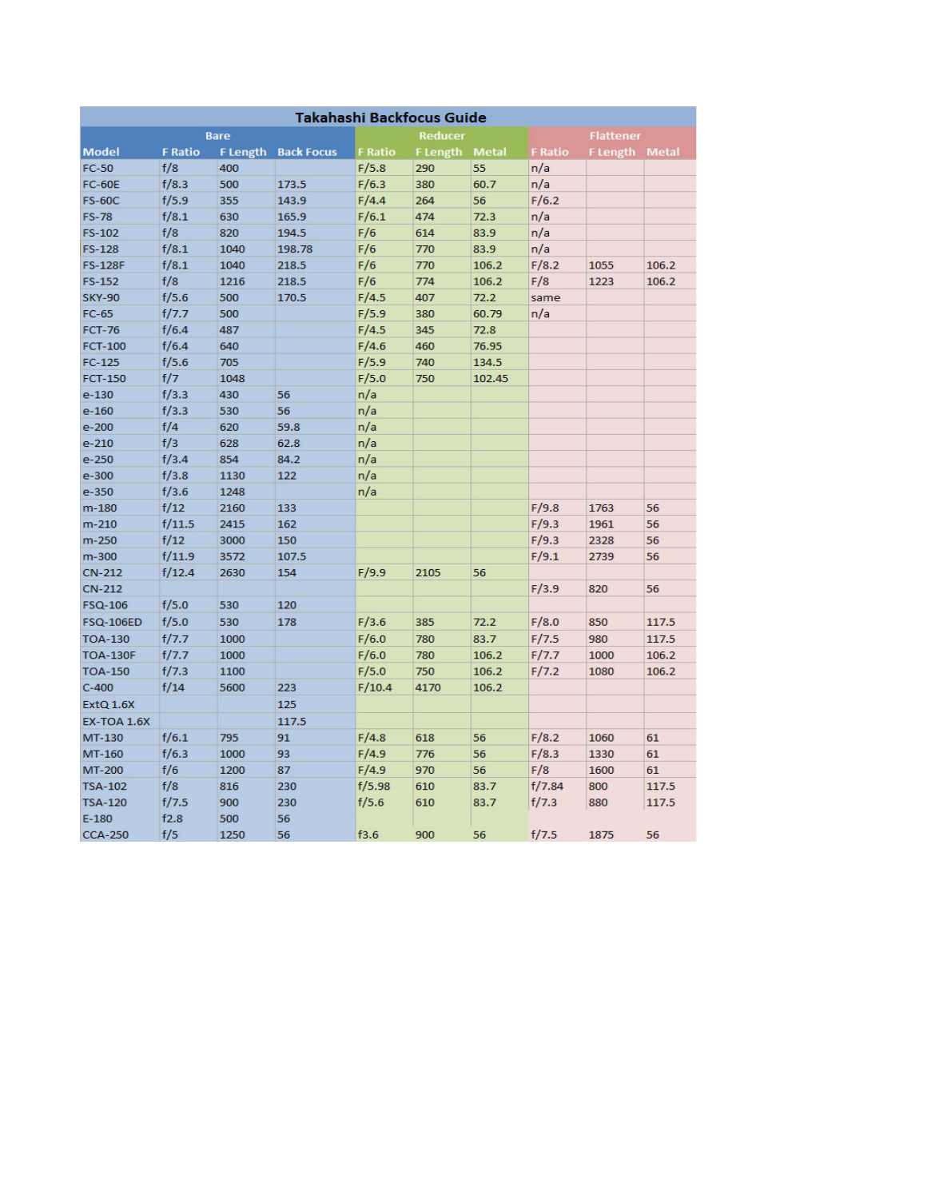| Takahashi Backfocus Guide | | | | | | | | | |
|---|---|---|---|---|---|---|---|---|---|
| | Bare | | | Reducer | | | Flattener | | |
| Model | F Ratio | F Length | Back Focus | F Ratio | F Length | Metal | F Ratio | F Length | Metal |
| FC-50 | f/8 | 400 | | F/5.8 | 290 | 55 | n/a | | |
| FC-60E | f/8.3 | 500 | 173.5 | F/6.3 | 380 | 60.7 | n/a | | |
| FS-60C | f/5.9 | 355 | 143.9 | F/4.4 | 264 | 56 | F/6.2 | | |
| FS-78 | f/8.1 | 630 | 165.9 | F/6.1 | 474 | 72.3 | n/a | | |
| FS-102 | f/8 | 820 | 194.5 | F/6 | 614 | 83.9 | n/a | | |
| FS-128 | f/8.1 | 1040 | 198.78 | F/6 | 770 | 83.9 | n/a | | |
| FS-128F | f/8.1 | 1040 | 218.5 | F/6 | 770 | 106.2 | F/8.2 | 1055 | 106.2 |
| FS-152 | f/8 | 1216 | 218.5 | F/6 | 774 | 106.2 | F/8 | 1223 | 106.2 |
| SKY-90 | f/5.6 | 500 | 170.5 | F/4.5 | 407 | 72.2 | same | | |
| FC-65 | f/7.7 | 500 | | F/5.9 | 380 | 60.79 | n/a | | |
| FCT-76 | f/6.4 | 487 | | F/4.5 | 345 | 72.8 | | | |
| FCT-100 | f/6.4 | 640 | | F/4.6 | 460 | 76.95 | | | |
| FC-125 | f/5.6 | 705 | | F/5.9 | 740 | 134.5 | | | |
| FCT-150 | f/7 | 1048 | | F/5.0 | 750 | 102.45 | | | |
| e-130 | f/3.3 | 430 | 56 | n/a | | | | | |
| e-160 | f/3.3 | 530 | 56 | n/a | | | | | |
| e-200 | f/4 | 620 | 59.8 | n/a | | | | | |
| e-210 | f/3 | 628 | 62.8 | n/a | | | | | |
| e-250 | f/3.4 | 854 | 84.2 | n/a | | | | | |
| e-300 | f/3.8 | 1130 | 122 | n/a | | | | | |
| e-350 | f/3.6 | 1248 | | n/a | | | | | |
| m-180 | f/12 | 2160 | 133 | | | | F/9.8 | 1763 | 56 |
| m-210 | f/11.5 | 2415 | 162 | | | | F/9.3 | 1961 | 56 |
| m-250 | f/12 | 3000 | 150 | | | | F/9.3 | 2328 | 56 |
| m-300 | f/11.9 | 3572 | 107.5 | | | | F/9.1 | 2739 | 56 |
| CN-212 | f/12.4 | 2630 | 154 | F/9.9 | 2105 | 56 | | | |
| CN-212 | | | | | | | F/3.9 | 820 | 56 |
| FSQ-106 | f/5.0 | 530 | 120 | | | | | | |
| FSQ-106ED | f/5.0 | 530 | 178 | F/3.6 | 385 | 72.2 | F/8.0 | 850 | 117.5 |
| TOA-130 | f/7.7 | 1000 | | F/6.0 | 780 | 83.7 | F/7.5 | 980 | 117.5 |
| TOA-130F | f/7.7 | 1000 | | F/6.0 | 780 | 106.2 | F/7.7 | 1000 | 106.2 |
| TOA-150 | f/7.3 | 1100 | | F/5.0 | 750 | 106.2 | F/7.2 | 1080 | 106.2 |
| C-400 | f/14 | 5600 | 223 | F/10.4 | 4170 | 106.2 | | | |
| ExtQ 1.6X | | | 125 | | | | | | |
| EX-TOA 1.6X | | | 117.5 | | | | | | |
| MT-130 | f/6.1 | 795 | 91 | F/4.8 | 618 | 56 | F/8.2 | 1060 | 61 |
| MT-160 | f/6.3 | 1000 | 93 | F/4.9 | 776 | 56 | F/8.3 | 1330 | 61 |
| MT-200 | f/6 | 1200 | 87 | F/4.9 | 970 | 56 | F/8 | 1600 | 61 |
| TSA-102 | f/8 | 816 | 230 | f/5.98 | 610 | 83.7 | f/7.84 | 800 | 117.5 |
| TSA-120 | f/7.5 | 900 | 230 | f/5.6 | 610 | 83.7 | f/7.3 | 880 | 117.5 |
| E-180 | f2.8 | 500 | 56 | | | | | | |
| CCA-250 | f/5 | 1250 | 56 | f3.6 | 900 | 56 | f/7.5 | 1875 | 56 |